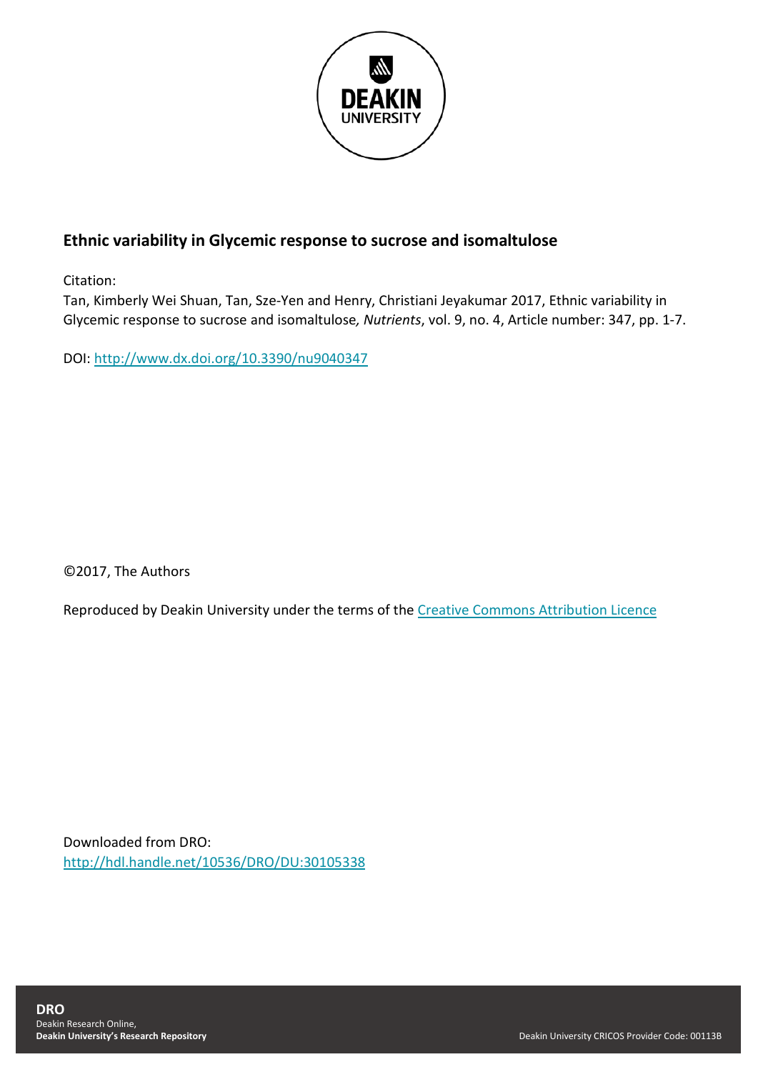DEAKIN UNIVERSITY

## Ethnic variability in Glycemic response to sucrose and isomaltulose

Citation:
Tan, Kimberly Wei Shuan, Tan, Sze-Yen and Henry, Christiani Jeyakumar 2017, Ethnic variability in Glycemic response to sucrose and isomaltulose*, Nutrients*, vol. 9, no. 4, Article number: 347, pp. 1-7.

DOI: http://www.dx.doi.org/10.3390/nu9040347

©2017, The Authors

Reproduced by Deakin University under the terms of the Creative Commons Attribution Licence

Downloaded from DRO:
http://hdl.handle.net/10536/DRO/DU:30105338

**DRO**
Deakin Research Online,
**Deakin University's Research Repository**

Deakin University CRICOS Provider Code: 00113B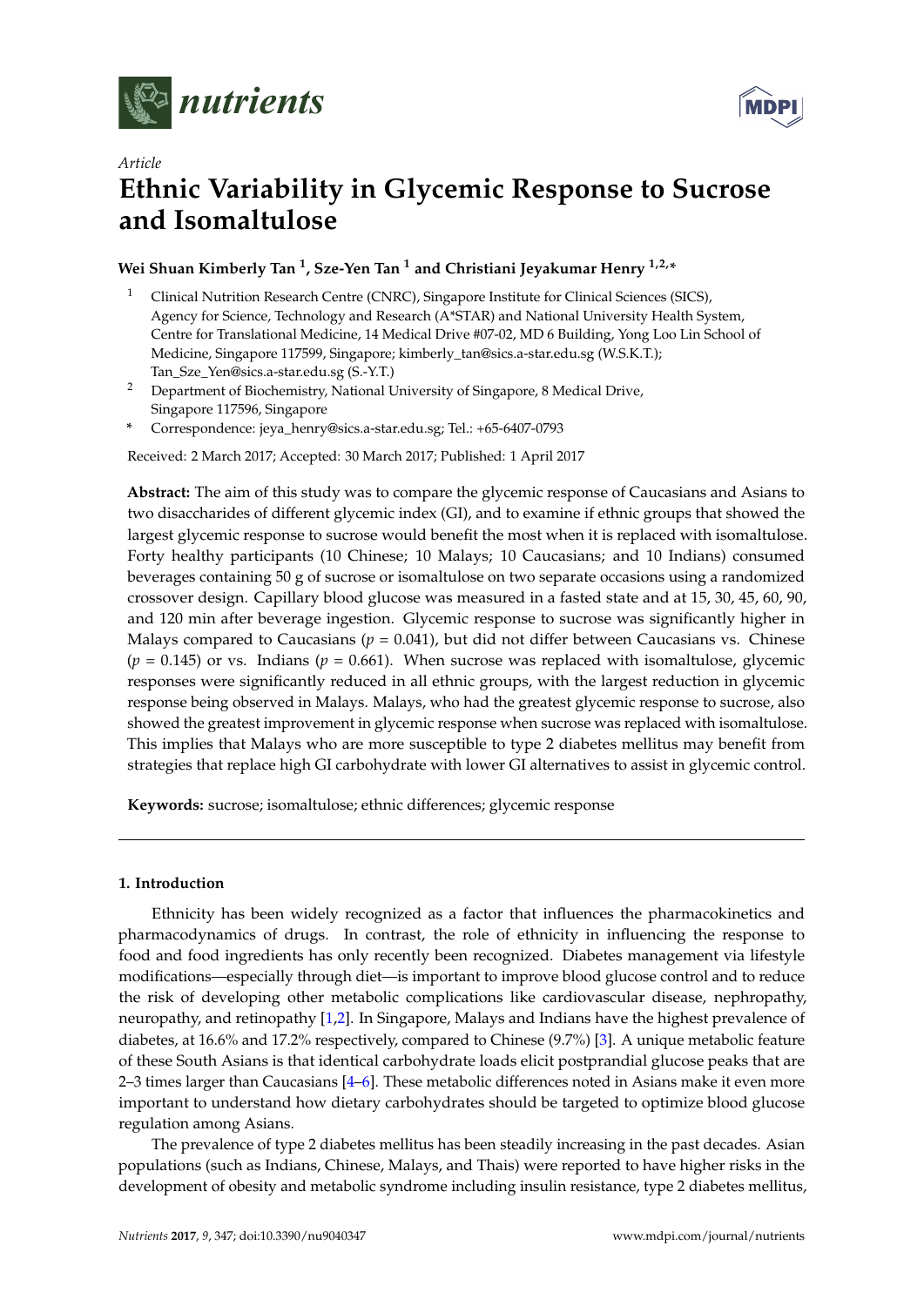# Ethnic Variability in Glycemic Response to Sucrose and Isomaltulose

**Wei Shuan Kimberly Tan [1], Sze-Yen Tan [1] and Christiani Jeyakumar Henry [1,2,*]**

[1] Clinical Nutrition Research Centre (CNRC), Singapore Institute for Clinical Sciences (SICS), Agency for Science, Technology and Research (A*STAR) and National University Health System, Centre for Translational Medicine, 14 Medical Drive #07-02, MD 6 Building, Yong Loo Lin School of Medicine, Singapore 117599, Singapore; kimberly_tan@sics.a-star.edu.sg (W.S.K.T.); Tan_Sze_Yen@sics.a-star.edu.sg (S.-Y.T.)

[2] Department of Biochemistry, National University of Singapore, 8 Medical Drive, Singapore 117596, Singapore

\* Correspondence: jeya_henry@sics.a-star.edu.sg; Tel.: +65-6407-0793

Received: 2 March 2017; Accepted: 30 March 2017; Published: 1 April 2017

**Abstract:** The aim of this study was to compare the glycemic response of Caucasians and Asians to two disaccharides of different glycemic index (GI), and to examine if ethnic groups that showed the largest glycemic response to sucrose would benefit the most when it is replaced with isomaltulose. Forty healthy participants (10 Chinese; 10 Malays; 10 Caucasians; and 10 Indians) consumed beverages containing 50 g of sucrose or isomaltulose on two separate occasions using a randomized crossover design. Capillary blood glucose was measured in a fasted state and at 15, 30, 45, 60, 90, and 120 min after beverage ingestion. Glycemic response to sucrose was significantly higher in Malays compared to Caucasians ($p = 0.041$), but did not differ between Caucasians vs. Chinese ($p = 0.145$) or vs. Indians ($p = 0.661$). When sucrose was replaced with isomaltulose, glycemic responses were significantly reduced in all ethnic groups, with the largest reduction in glycemic response being observed in Malays. Malays, who had the greatest glycemic response to sucrose, also showed the greatest improvement in glycemic response when sucrose was replaced with isomaltulose. This implies that Malays who are more susceptible to type 2 diabetes mellitus may benefit from strategies that replace high GI carbohydrate with lower GI alternatives to assist in glycemic control.

**Keywords:** sucrose; isomaltulose; ethnic differences; glycemic response

## 1. Introduction

Ethnicity has been widely recognized as a factor that influences the pharmacokinetics and pharmacodynamics of drugs. In contrast, the role of ethnicity in influencing the response to food and food ingredients has only recently been recognized. Diabetes management via lifestyle modifications—especially through diet—is important to improve blood glucose control and to reduce the risk of developing other metabolic complications like cardiovascular disease, nephropathy, neuropathy, and retinopathy [1,2]. In Singapore, Malays and Indians have the highest prevalence of diabetes, at 16.6% and 17.2% respectively, compared to Chinese (9.7%) [3]. A unique metabolic feature of these South Asians is that identical carbohydrate loads elicit postprandial glucose peaks that are 2–3 times larger than Caucasians [4–6]. These metabolic differences noted in Asians make it even more important to understand how dietary carbohydrates should be targeted to optimize blood glucose regulation among Asians.

The prevalence of type 2 diabetes mellitus has been steadily increasing in the past decades. Asian populations (such as Indians, Chinese, Malays, and Thais) were reported to have higher risks in the development of obesity and metabolic syndrome including insulin resistance, type 2 diabetes mellitus,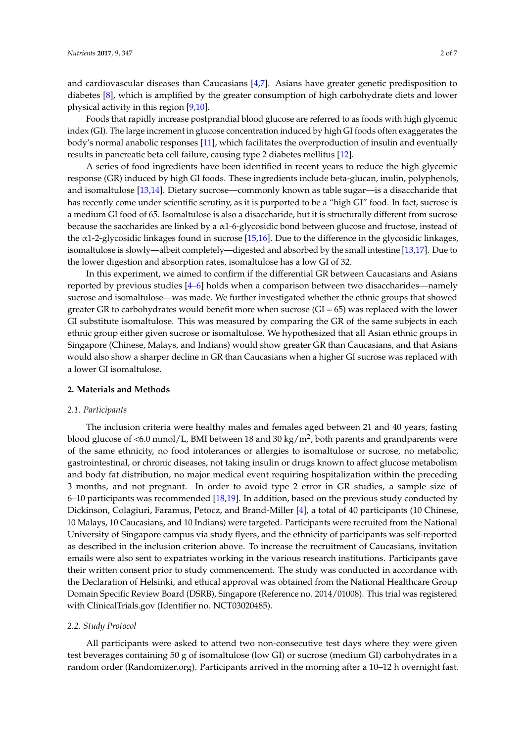and cardiovascular diseases than Caucasians [4,7]. Asians have greater genetic predisposition to diabetes [8], which is amplified by the greater consumption of high carbohydrate diets and lower physical activity in this region [9,10].

Foods that rapidly increase postprandial blood glucose are referred to as foods with high glycemic index (GI). The large increment in glucose concentration induced by high GI foods often exaggerates the body's normal anabolic responses [11], which facilitates the overproduction of insulin and eventually results in pancreatic beta cell failure, causing type 2 diabetes mellitus [12].

A series of food ingredients have been identified in recent years to reduce the high glycemic response (GR) induced by high GI foods. These ingredients include beta-glucan, inulin, polyphenols, and isomaltulose [13,14]. Dietary sucrose—commonly known as table sugar—is a disaccharide that has recently come under scientific scrutiny, as it is purported to be a "high GI" food. In fact, sucrose is a medium GI food of 65. Isomaltulose is also a disaccharide, but it is structurally different from sucrose because the saccharides are linked by a $\alpha$1-6-glycosidic bond between glucose and fructose, instead of the $\alpha$1-2-glycosidic linkages found in sucrose [15,16]. Due to the difference in the glycosidic linkages, isomaltulose is slowly—albeit completely—digested and absorbed by the small intestine [13,17]. Due to the lower digestion and absorption rates, isomaltulose has a low GI of 32.

In this experiment, we aimed to confirm if the differential GR between Caucasians and Asians reported by previous studies [4–6] holds when a comparison between two disaccharides—namely sucrose and isomaltulose—was made. We further investigated whether the ethnic groups that showed greater GR to carbohydrates would benefit more when sucrose (GI = 65) was replaced with the lower GI substitute isomaltulose. This was measured by comparing the GR of the same subjects in each ethnic group either given sucrose or isomaltulose. We hypothesized that all Asian ethnic groups in Singapore (Chinese, Malays, and Indians) would show greater GR than Caucasians, and that Asians would also show a sharper decline in GR than Caucasians when a higher GI sucrose was replaced with a lower GI isomaltulose.

## 2. Materials and Methods

### 2.1. Participants

The inclusion criteria were healthy males and females aged between 21 and 40 years, fasting blood glucose of <6.0 mmol/L, BMI between 18 and 30 kg/m$^2$, both parents and grandparents were of the same ethnicity, no food intolerances or allergies to isomaltulose or sucrose, no metabolic, gastrointestinal, or chronic diseases, not taking insulin or drugs known to affect glucose metabolism and body fat distribution, no major medical event requiring hospitalization within the preceding 3 months, and not pregnant. In order to avoid type 2 error in GR studies, a sample size of 6–10 participants was recommended [18,19]. In addition, based on the previous study conducted by Dickinson, Colagiuri, Faramus, Petocz, and Brand-Miller [4], a total of 40 participants (10 Chinese, 10 Malays, 10 Caucasians, and 10 Indians) were targeted. Participants were recruited from the National University of Singapore campus via study flyers, and the ethnicity of participants was self-reported as described in the inclusion criterion above. To increase the recruitment of Caucasians, invitation emails were also sent to expatriates working in the various research institutions. Participants gave their written consent prior to study commencement. The study was conducted in accordance with the Declaration of Helsinki, and ethical approval was obtained from the National Healthcare Group Domain Specific Review Board (DSRB), Singapore (Reference no. 2014/01008). This trial was registered with ClinicalTrials.gov (Identifier no. NCT03020485).

### 2.2. Study Protocol

All participants were asked to attend two non-consecutive test days where they were given test beverages containing 50 g of isomaltulose (low GI) or sucrose (medium GI) carbohydrates in a random order (Randomizer.org). Participants arrived in the morning after a 10–12 h overnight fast.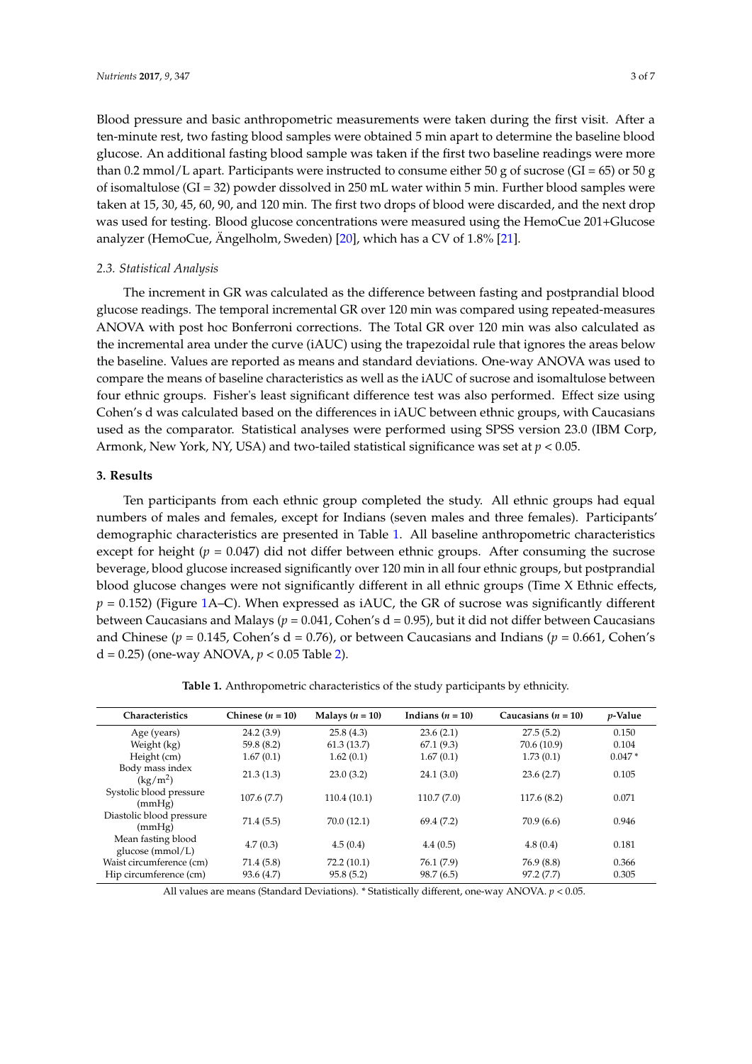Blood pressure and basic anthropometric measurements were taken during the first visit. After a ten-minute rest, two fasting blood samples were obtained 5 min apart to determine the baseline blood glucose. An additional fasting blood sample was taken if the first two baseline readings were more than 0.2 mmol/L apart. Participants were instructed to consume either 50 g of sucrose (GI = 65) or 50 g of isomaltulose (GI = 32) powder dissolved in 250 mL water within 5 min. Further blood samples were taken at 15, 30, 45, 60, 90, and 120 min. The first two drops of blood were discarded, and the next drop was used for testing. Blood glucose concentrations were measured using the HemoCue 201+Glucose analyzer (HemoCue, Ängelholm, Sweden) [20], which has a CV of 1.8% [21].

### 2.3. Statistical Analysis

The increment in GR was calculated as the difference between fasting and postprandial blood glucose readings. The temporal incremental GR over 120 min was compared using repeated-measures ANOVA with post hoc Bonferroni corrections. The Total GR over 120 min was also calculated as the incremental area under the curve (iAUC) using the trapezoidal rule that ignores the areas below the baseline. Values are reported as means and standard deviations. One-way ANOVA was used to compare the means of baseline characteristics as well as the iAUC of sucrose and isomaltulose between four ethnic groups. Fisher's least significant difference test was also performed. Effect size using Cohen's d was calculated based on the differences in iAUC between ethnic groups, with Caucasians used as the comparator. Statistical analyses were performed using SPSS version 23.0 (IBM Corp, Armonk, New York, NY, USA) and two-tailed statistical significance was set at $p < 0.05$.

## 3. Results

Ten participants from each ethnic group completed the study. All ethnic groups had equal numbers of males and females, except for Indians (seven males and three females). Participants' demographic characteristics are presented in Table 1. All baseline anthropometric characteristics except for height ($p = 0.047$) did not differ between ethnic groups. After consuming the sucrose beverage, blood glucose increased significantly over 120 min in all four ethnic groups, but postprandial blood glucose changes were not significantly different in all ethnic groups (Time X Ethnic effects, $p = 0.152$) (Figure 1A–C). When expressed as iAUC, the GR of sucrose was significantly different between Caucasians and Malays ($p = 0.041$, Cohen's d = 0.95), but it did not differ between Caucasians and Chinese ($p = 0.145$, Cohen's d = 0.76), or between Caucasians and Indians ($p = 0.661$, Cohen's d = 0.25) (one-way ANOVA, $p < 0.05$ Table 2).

**Table 1.** Anthropometric characteristics of the study participants by ethnicity.

| Characteristics | Chinese ($n = 10$) | Malays ($n = 10$) | Indians ($n = 10$) | Caucasians ($n = 10$) | $p$-Value |
|---|---|---|---|---|---|
| Age (years) | 24.2 (3.9) | 25.8 (4.3) | 23.6 (2.1) | 27.5 (5.2) | 0.150 |
| Weight (kg) | 59.8 (8.2) | 61.3 (13.7) | 67.1 (9.3) | 70.6 (10.9) | 0.104 |
| Height (cm) | 1.67 (0.1) | 1.62 (0.1) | 1.67 (0.1) | 1.73 (0.1) | 0.047 * |
| Body mass index (kg/m$^2$) | 21.3 (1.3) | 23.0 (3.2) | 24.1 (3.0) | 23.6 (2.7) | 0.105 |
| Systolic blood pressure (mmHg) | 107.6 (7.7) | 110.4 (10.1) | 110.7 (7.0) | 117.6 (8.2) | 0.071 |
| Diastolic blood pressure (mmHg) | 71.4 (5.5) | 70.0 (12.1) | 69.4 (7.2) | 70.9 (6.6) | 0.946 |
| Mean fasting blood glucose (mmol/L) | 4.7 (0.3) | 4.5 (0.4) | 4.4 (0.5) | 4.8 (0.4) | 0.181 |
| Waist circumference (cm) | 71.4 (5.8) | 72.2 (10.1) | 76.1 (7.9) | 76.9 (8.8) | 0.366 |
| Hip circumference (cm) | 93.6 (4.7) | 95.8 (5.2) | 98.7 (6.5) | 97.2 (7.7) | 0.305 |

All values are means (Standard Deviations). * Statistically different, one-way ANOVA. $p < 0.05$.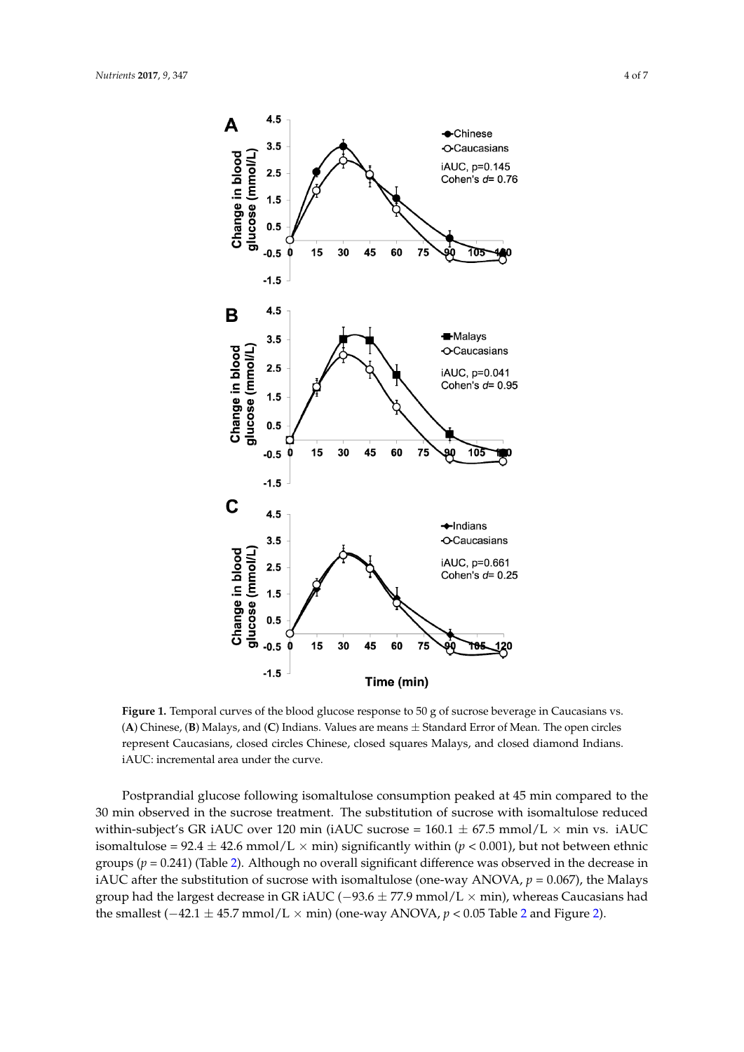**Figure 1.** Temporal curves of the blood glucose response to 50 g of sucrose beverage in Caucasians vs. (**A**) Chinese, (**B**) Malays, and (**C**) Indians. Values are means ± Standard Error of Mean. The open circles represent Caucasians, closed circles Chinese, closed squares Malays, and closed diamond Indians. iAUC: incremental area under the curve.

Postprandial glucose following isomaltulose consumption peaked at 45 min compared to the 30 min observed in the sucrose treatment. The substitution of sucrose with isomaltulose reduced within-subject's GR iAUC over 120 min (iAUC sucrose = 160.1 ± 67.5 mmol/L × min vs. iAUC isomaltulose = 92.4 ± 42.6 mmol/L × min) significantly within ($p < 0.001$), but not between ethnic groups ($p = 0.241$) (Table 2). Although no overall significant difference was observed in the decrease in iAUC after the substitution of sucrose with isomaltulose (one-way ANOVA, $p = 0.067$), the Malays group had the largest decrease in GR iAUC (−93.6 ± 77.9 mmol/L × min), whereas Caucasians had the smallest (−42.1 ± 45.7 mmol/L × min) (one-way ANOVA, $p < 0.05$ Table 2 and Figure 2).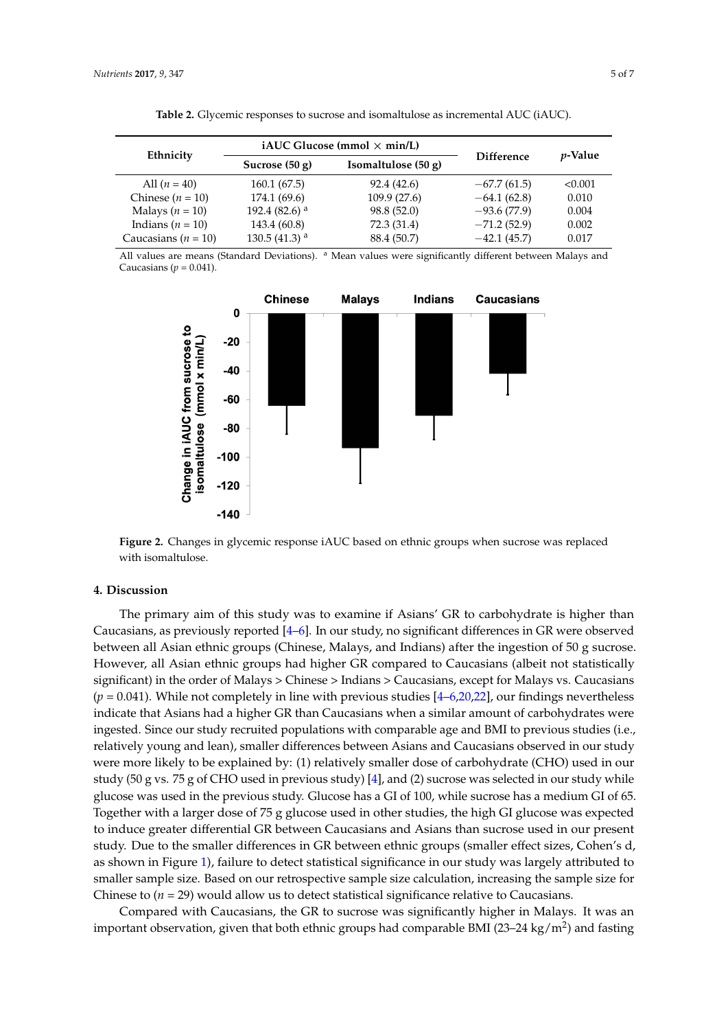**Table 2.** Glycemic responses to sucrose and isomaltulose as incremental AUC (iAUC).

| Ethnicity | iAUC Glucose (mmol × min/L) | | Difference | *p*-Value |
|---|---|---|---|---|
| | Sucrose (50 g) | Isomaltulose (50 g) | | |
| All ($n$ = 40) | 160.1 (67.5) | 92.4 (42.6) | −67.7 (61.5) | <0.001 |
| Chinese ($n$ = 10) | 174.1 (69.6) | 109.9 (27.6) | −64.1 (62.8) | 0.010 |
| Malays ($n$ = 10) | 192.4 (82.6) [a] | 98.8 (52.0) | −93.6 (77.9) | 0.004 |
| Indians ($n$ = 10) | 143.4 (60.8) | 72.3 (31.4) | −71.2 (52.9) | 0.002 |
| Caucasians ($n$ = 10) | 130.5 (41.3) [a] | 88.4 (50.7) | −42.1 (45.7) | 0.017 |

All values are means (Standard Deviations). [a] Mean values were significantly different between Malays and Caucasians ($p$ = 0.041).

**Figure 2.** Changes in glycemic response iAUC based on ethnic groups when sucrose was replaced with isomaltulose.

## 4. Discussion

The primary aim of this study was to examine if Asians' GR to carbohydrate is higher than Caucasians, as previously reported [4–6]. In our study, no significant differences in GR were observed between all Asian ethnic groups (Chinese, Malays, and Indians) after the ingestion of 50 g sucrose. However, all Asian ethnic groups had higher GR compared to Caucasians (albeit not statistically significant) in the order of Malays > Chinese > Indians > Caucasians, except for Malays vs. Caucasians ($p$ = 0.041). While not completely in line with previous studies [4–6,20,22], our findings nevertheless indicate that Asians had a higher GR than Caucasians when a similar amount of carbohydrates were ingested. Since our study recruited populations with comparable age and BMI to previous studies (i.e., relatively young and lean), smaller differences between Asians and Caucasians observed in our study were more likely to be explained by: (1) relatively smaller dose of carbohydrate (CHO) used in our study (50 g vs. 75 g of CHO used in previous study) [4], and (2) sucrose was selected in our study while glucose was used in the previous study. Glucose has a GI of 100, while sucrose has a medium GI of 65. Together with a larger dose of 75 g glucose used in other studies, the high GI glucose was expected to induce greater differential GR between Caucasians and Asians than sucrose used in our present study. Due to the smaller differences in GR between ethnic groups (smaller effect sizes, Cohen's d, as shown in Figure 1), failure to detect statistical significance in our study was largely attributed to smaller sample size. Based on our retrospective sample size calculation, increasing the sample size for Chinese to ($n$ = 29) would allow us to detect statistical significance relative to Caucasians.

Compared with Caucasians, the GR to sucrose was significantly higher in Malays. It was an important observation, given that both ethnic groups had comparable BMI (23–24 kg/m$^2$) and fasting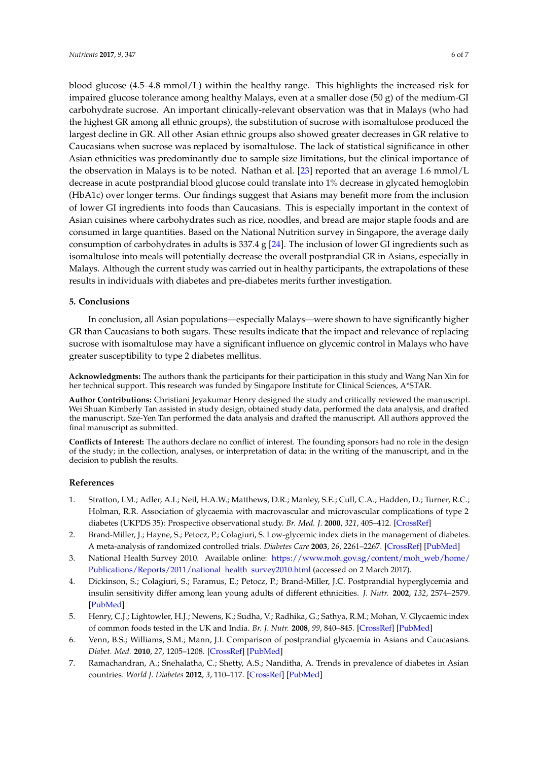blood glucose (4.5–4.8 mmol/L) within the healthy range. This highlights the increased risk for impaired glucose tolerance among healthy Malays, even at a smaller dose (50 g) of the medium-GI carbohydrate sucrose. An important clinically-relevant observation was that in Malays (who had the highest GR among all ethnic groups), the substitution of sucrose with isomaltulose produced the largest decline in GR. All other Asian ethnic groups also showed greater decreases in GR relative to Caucasians when sucrose was replaced by isomaltulose. The lack of statistical significance in other Asian ethnicities was predominantly due to sample size limitations, but the clinical importance of the observation in Malays is to be noted. Nathan et al. [23] reported that an average 1.6 mmol/L decrease in acute postprandial blood glucose could translate into 1% decrease in glycated hemoglobin (HbA1c) over longer terms. Our findings suggest that Asians may benefit more from the inclusion of lower GI ingredients into foods than Caucasians. This is especially important in the context of Asian cuisines where carbohydrates such as rice, noodles, and bread are major staple foods and are consumed in large quantities. Based on the National Nutrition survey in Singapore, the average daily consumption of carbohydrates in adults is 337.4 g [24]. The inclusion of lower GI ingredients such as isomaltulose into meals will potentially decrease the overall postprandial GR in Asians, especially in Malays. Although the current study was carried out in healthy participants, the extrapolations of these results in individuals with diabetes and pre-diabetes merits further investigation.

## 5. Conclusions

In conclusion, all Asian populations—especially Malays—were shown to have significantly higher GR than Caucasians to both sugars. These results indicate that the impact and relevance of replacing sucrose with isomaltulose may have a significant influence on glycemic control in Malays who have greater susceptibility to type 2 diabetes mellitus.

**Acknowledgments:** The authors thank the participants for their participation in this study and Wang Nan Xin for her technical support. This research was funded by Singapore Institute for Clinical Sciences, A*STAR.

**Author Contributions:** Christiani Jeyakumar Henry designed the study and critically reviewed the manuscript. Wei Shuan Kimberly Tan assisted in study design, obtained study data, performed the data analysis, and drafted the manuscript. Sze-Yen Tan performed the data analysis and drafted the manuscript. All authors approved the final manuscript as submitted.

**Conflicts of Interest:** The authors declare no conflict of interest. The founding sponsors had no role in the design of the study; in the collection, analyses, or interpretation of data; in the writing of the manuscript, and in the decision to publish the results.

## References

1. Stratton, I.M.; Adler, A.I.; Neil, H.A.W.; Matthews, D.R.; Manley, S.E.; Cull, C.A.; Hadden, D.; Turner, R.C.; Holman, R.R. Association of glycaemia with macrovascular and microvascular complications of type 2 diabetes (UKPDS 35): Prospective observational study. *Br. Med. J.* **2000**, *321*, 405–412. [CrossRef]
2. Brand-Miller, J.; Hayne, S.; Petocz, P.; Colagiuri, S. Low-glycemic index diets in the management of diabetes. A meta-analysis of randomized controlled trials. *Diabetes Care* **2003**, *26*, 2261–2267. [CrossRef] [PubMed]
3. National Health Survey 2010. Available online: https://www.moh.gov.sg/content/moh_web/home/Publications/Reports/2011/national_health_survey2010.html (accessed on 2 March 2017).
4. Dickinson, S.; Colagiuri, S.; Faramus, E.; Petocz, P.; Brand-Miller, J.C. Postprandial hyperglycemia and insulin sensitivity differ among lean young adults of different ethnicities. *J. Nutr.* **2002**, *132*, 2574–2579. [PubMed]
5. Henry, C.J.; Lightowler, H.J.; Newens, K.; Sudha, V.; Radhika, G.; Sathya, R.M.; Mohan, V. Glycaemic index of common foods tested in the UK and India. *Br. J. Nutr.* **2008**, *99*, 840–845. [CrossRef] [PubMed]
6. Venn, B.S.; Williams, S.M.; Mann, J.I. Comparison of postprandial glycaemia in Asians and Caucasians. *Diabet. Med.* **2010**, *27*, 1205–1208. [CrossRef] [PubMed]
7. Ramachandran, A.; Snehalatha, C.; Shetty, A.S.; Nanditha, A. Trends in prevalence of diabetes in Asian countries. *World J. Diabetes* **2012**, *3*, 110–117. [CrossRef] [PubMed]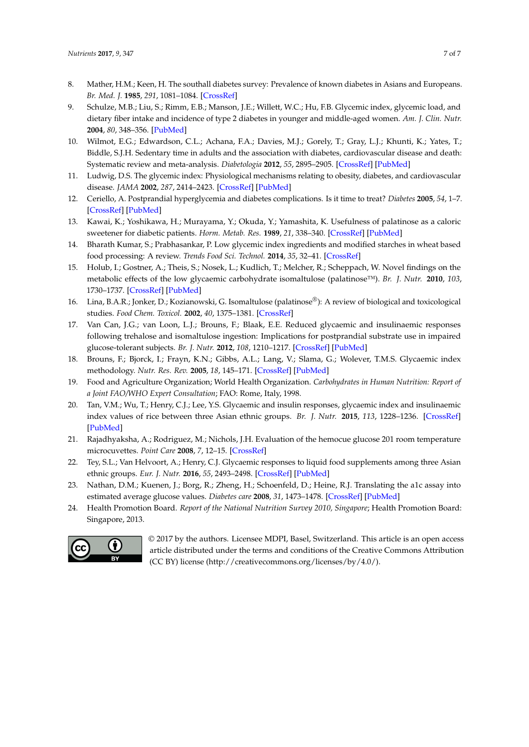8. Mather, H.M.; Keen, H. The southall diabetes survey: Prevalence of known diabetes in Asians and Europeans. *Br. Med. J.* **1985**, *291*, 1081–1084. [CrossRef]
9. Schulze, M.B.; Liu, S.; Rimm, E.B.; Manson, J.E.; Willett, W.C.; Hu, F.B. Glycemic index, glycemic load, and dietary fiber intake and incidence of type 2 diabetes in younger and middle-aged women. *Am. J. Clin. Nutr.* **2004**, *80*, 348–356. [PubMed]
10. Wilmot, E.G.; Edwardson, C.L.; Achana, F.A.; Davies, M.J.; Gorely, T.; Gray, L.J.; Khunti, K.; Yates, T.; Biddle, S.J.H. Sedentary time in adults and the association with diabetes, cardiovascular disease and death: Systematic review and meta-analysis. *Diabetologia* **2012**, *55*, 2895–2905. [CrossRef] [PubMed]
11. Ludwig, D.S. The glycemic index: Physiological mechanisms relating to obesity, diabetes, and cardiovascular disease. *JAMA* **2002**, *287*, 2414–2423. [CrossRef] [PubMed]
12. Ceriello, A. Postprandial hyperglycemia and diabetes complications. Is it time to treat? *Diabetes* **2005**, *54*, 1–7. [CrossRef] [PubMed]
13. Kawai, K.; Yoshikawa, H.; Murayama, Y.; Okuda, Y.; Yamashita, K. Usefulness of palatinose as a caloric sweetener for diabetic patients. *Horm. Metab. Res.* **1989**, *21*, 338–340. [CrossRef] [PubMed]
14. Bharath Kumar, S.; Prabhasankar, P. Low glycemic index ingredients and modified starches in wheat based food processing: A review. *Trends Food Sci. Technol.* **2014**, *35*, 32–41. [CrossRef]
15. Holub, I.; Gostner, A.; Theis, S.; Nosek, L.; Kudlich, T.; Melcher, R.; Scheppach, W. Novel findings on the metabolic effects of the low glycaemic carbohydrate isomaltulose (palatinose™). *Br. J. Nutr.* **2010**, *103*, 1730–1737. [CrossRef] [PubMed]
16. Lina, B.A.R.; Jonker, D.; Kozianowski, G. Isomaltulose (palatinose®): A review of biological and toxicological studies. *Food Chem. Toxicol.* **2002**, *40*, 1375–1381. [CrossRef]
17. Van Can, J.G.; van Loon, L.J.; Brouns, F.; Blaak, E.E. Reduced glycaemic and insulinaemic responses following trehalose and isomaltulose ingestion: Implications for postprandial substrate use in impaired glucose-tolerant subjects. *Br. J. Nutr.* **2012**, *108*, 1210–1217. [CrossRef] [PubMed]
18. Brouns, F.; Bjorck, I.; Frayn, K.N.; Gibbs, A.L.; Lang, V.; Slama, G.; Wolever, T.M.S. Glycaemic index methodology. *Nutr. Res. Rev.* **2005**, *18*, 145–171. [CrossRef] [PubMed]
19. Food and Agriculture Organization; World Health Organization. *Carbohydrates in Human Nutrition: Report of a Joint FAO/WHO Expert Consultation*; FAO: Rome, Italy, 1998.
20. Tan, V.M.; Wu, T.; Henry, C.J.; Lee, Y.S. Glycaemic and insulin responses, glycaemic index and insulinaemic index values of rice between three Asian ethnic groups. *Br. J. Nutr.* **2015**, *113*, 1228–1236. [CrossRef] [PubMed]
21. Rajadhyaksha, A.; Rodriguez, M.; Nichols, J.H. Evaluation of the hemocue glucose 201 room temperature microcuvettes. *Point Care* **2008**, *7*, 12–15. [CrossRef]
22. Tey, S.L.; Van Helvoort, A.; Henry, C.J. Glycaemic responses to liquid food supplements among three Asian ethnic groups. *Eur. J. Nutr.* **2016**, *55*, 2493–2498. [CrossRef] [PubMed]
23. Nathan, D.M.; Kuenen, J.; Borg, R.; Zheng, H.; Schoenfeld, D.; Heine, R.J. Translating the a1c assay into estimated average glucose values. *Diabetes care* **2008**, *31*, 1473–1478. [CrossRef] [PubMed]
24. Health Promotion Board. *Report of the National Nutrition Survey 2010, Singapore*; Health Promotion Board: Singapore, 2013.

© 2017 by the authors. Licensee MDPI, Basel, Switzerland. This article is an open access article distributed under the terms and conditions of the Creative Commons Attribution (CC BY) license (http://creativecommons.org/licenses/by/4.0/).